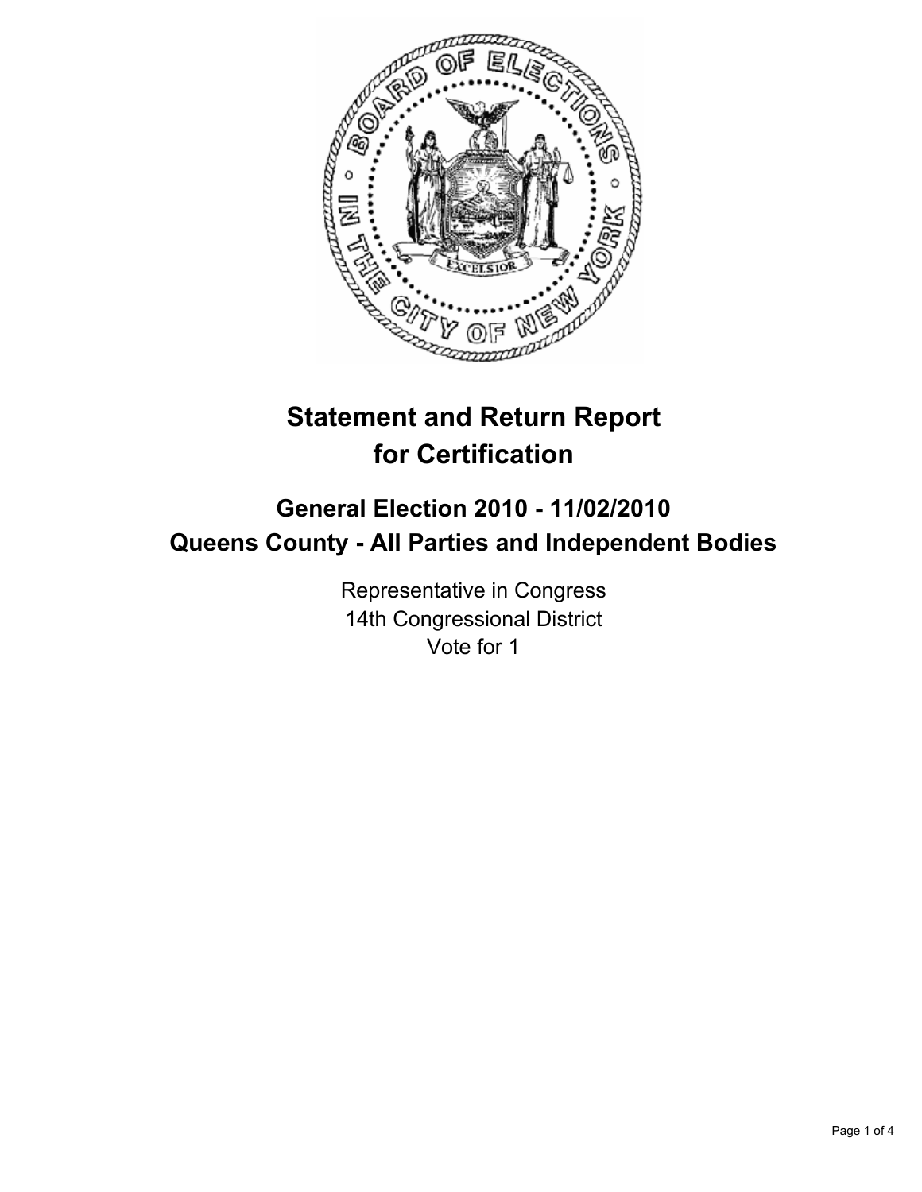# Statement and Return Report for Certification

## General Election 2010 - 11/02/2010
## Queens County - All Parties and Independent Bodies

Representative in Congress
14th Congressional District
Vote for 1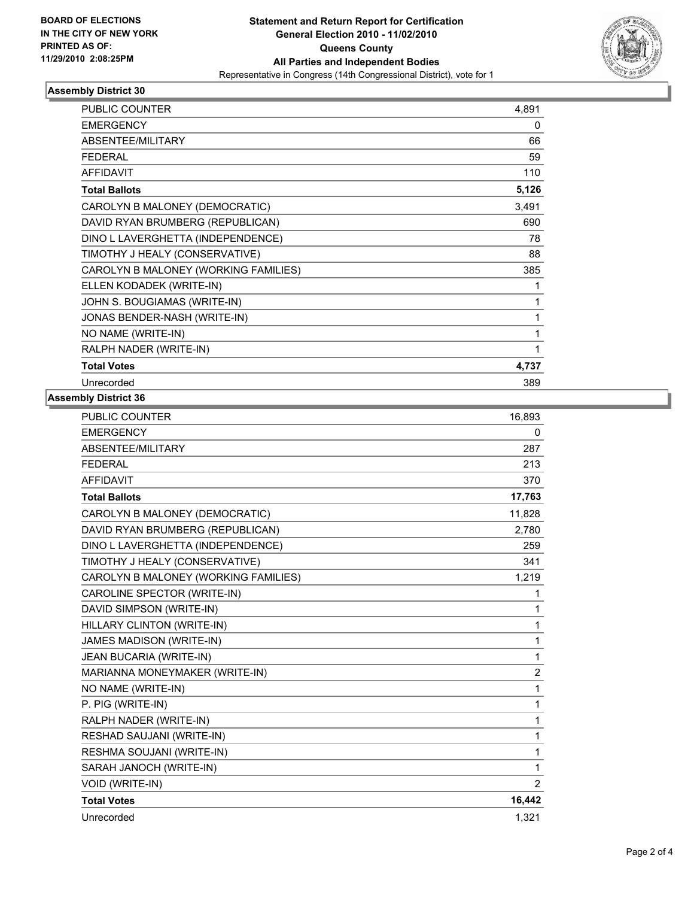BOARD OF ELECTIONS
IN THE CITY OF NEW YORK
PRINTED AS OF:
11/29/2010 2:08:25PM

**Statement and Return Report for Certification**
**General Election 2010 - 11/02/2010**
**Queens County**
**All Parties and Independent Bodies**
Representative in Congress (14th Congressional District), vote for 1

### Assembly District 30

| | |
|---|---|
| PUBLIC COUNTER | 4,891 |
| EMERGENCY | 0 |
| ABSENTEE/MILITARY | 66 |
| FEDERAL | 59 |
| AFFIDAVIT | 110 |
| **Total Ballots** | **5,126** |
| CAROLYN B MALONEY (DEMOCRATIC) | 3,491 |
| DAVID RYAN BRUMBERG (REPUBLICAN) | 690 |
| DINO L LAVERGHETTA (INDEPENDENCE) | 78 |
| TIMOTHY J HEALY (CONSERVATIVE) | 88 |
| CAROLYN B MALONEY (WORKING FAMILIES) | 385 |
| ELLEN KODADEK (WRITE-IN) | 1 |
| JOHN S. BOUGIAMAS (WRITE-IN) | 1 |
| JONAS BENDER-NASH (WRITE-IN) | 1 |
| NO NAME (WRITE-IN) | 1 |
| RALPH NADER (WRITE-IN) | 1 |
| **Total Votes** | **4,737** |
| Unrecorded | 389 |

### Assembly District 36

| | |
|---|---|
| PUBLIC COUNTER | 16,893 |
| EMERGENCY | 0 |
| ABSENTEE/MILITARY | 287 |
| FEDERAL | 213 |
| AFFIDAVIT | 370 |
| **Total Ballots** | **17,763** |
| CAROLYN B MALONEY (DEMOCRATIC) | 11,828 |
| DAVID RYAN BRUMBERG (REPUBLICAN) | 2,780 |
| DINO L LAVERGHETTA (INDEPENDENCE) | 259 |
| TIMOTHY J HEALY (CONSERVATIVE) | 341 |
| CAROLYN B MALONEY (WORKING FAMILIES) | 1,219 |
| CAROLINE SPECTOR (WRITE-IN) | 1 |
| DAVID SIMPSON (WRITE-IN) | 1 |
| HILLARY CLINTON (WRITE-IN) | 1 |
| JAMES MADISON (WRITE-IN) | 1 |
| JEAN BUCARIA (WRITE-IN) | 1 |
| MARIANNA MONEYMAKER (WRITE-IN) | 2 |
| NO NAME (WRITE-IN) | 1 |
| P. PIG (WRITE-IN) | 1 |
| RALPH NADER (WRITE-IN) | 1 |
| RESHAD SAUJANI (WRITE-IN) | 1 |
| RESHMA SOUJANI (WRITE-IN) | 1 |
| SARAH JANOCH (WRITE-IN) | 1 |
| VOID (WRITE-IN) | 2 |
| **Total Votes** | **16,442** |
| Unrecorded | 1,321 |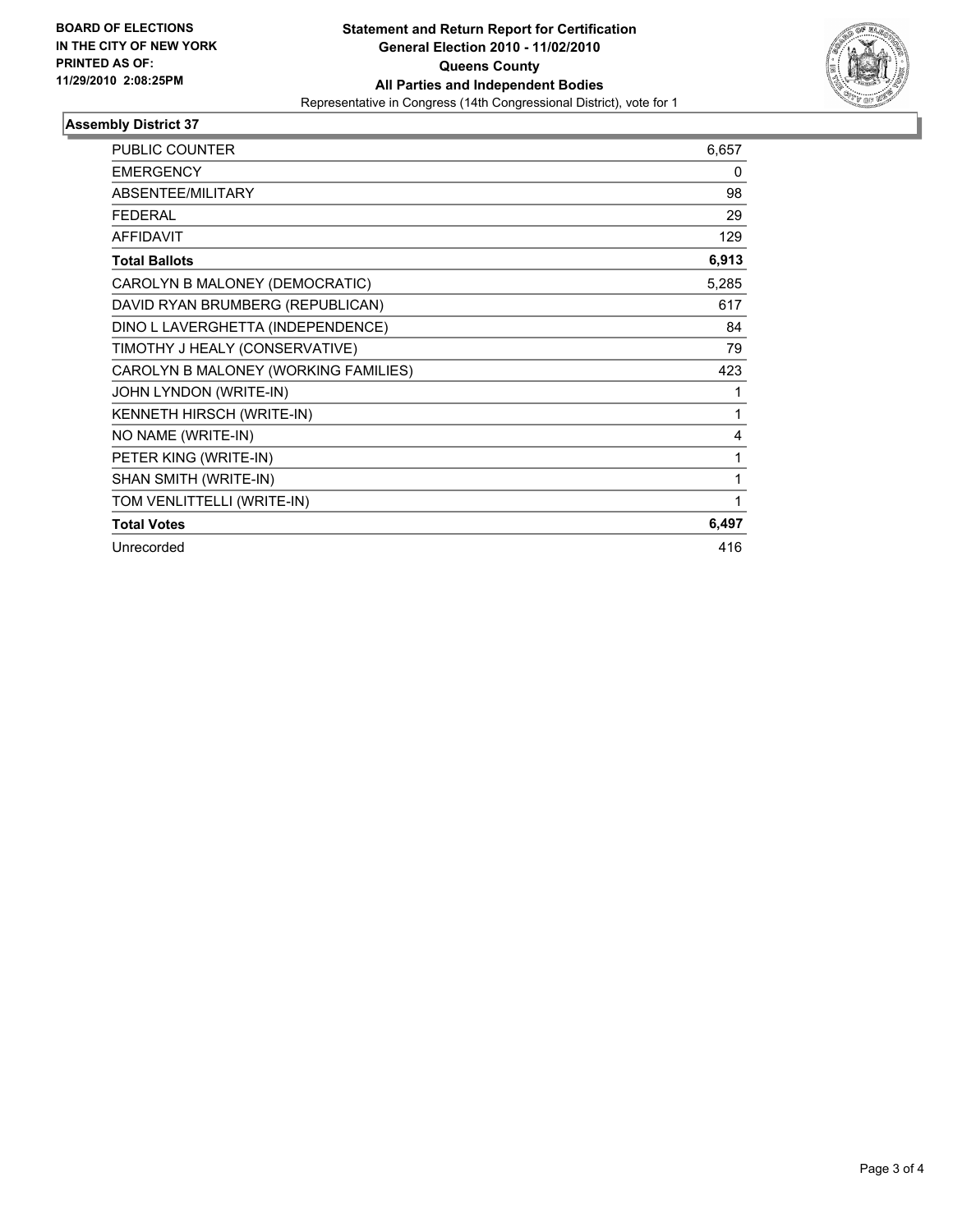**BOARD OF ELECTIONS IN THE CITY OF NEW YORK PRINTED AS OF: 11/29/2010 2:08:25PM**

**Statement and Return Report for Certification**
**General Election 2010 - 11/02/2010**
**Queens County**
**All Parties and Independent Bodies**
Representative in Congress (14th Congressional District), vote for 1

## Assembly District 37

| | |
|---|---|
| PUBLIC COUNTER | 6,657 |
| EMERGENCY | 0 |
| ABSENTEE/MILITARY | 98 |
| FEDERAL | 29 |
| AFFIDAVIT | 129 |
| **Total Ballots** | **6,913** |
| CAROLYN B MALONEY (DEMOCRATIC) | 5,285 |
| DAVID RYAN BRUMBERG (REPUBLICAN) | 617 |
| DINO L LAVERGHETTA (INDEPENDENCE) | 84 |
| TIMOTHY J HEALY (CONSERVATIVE) | 79 |
| CAROLYN B MALONEY (WORKING FAMILIES) | 423 |
| JOHN LYNDON (WRITE-IN) | 1 |
| KENNETH HIRSCH (WRITE-IN) | 1 |
| NO NAME (WRITE-IN) | 4 |
| PETER KING (WRITE-IN) | 1 |
| SHAN SMITH (WRITE-IN) | 1 |
| TOM VENLITTELLI (WRITE-IN) | 1 |
| **Total Votes** | **6,497** |
| Unrecorded | 416 |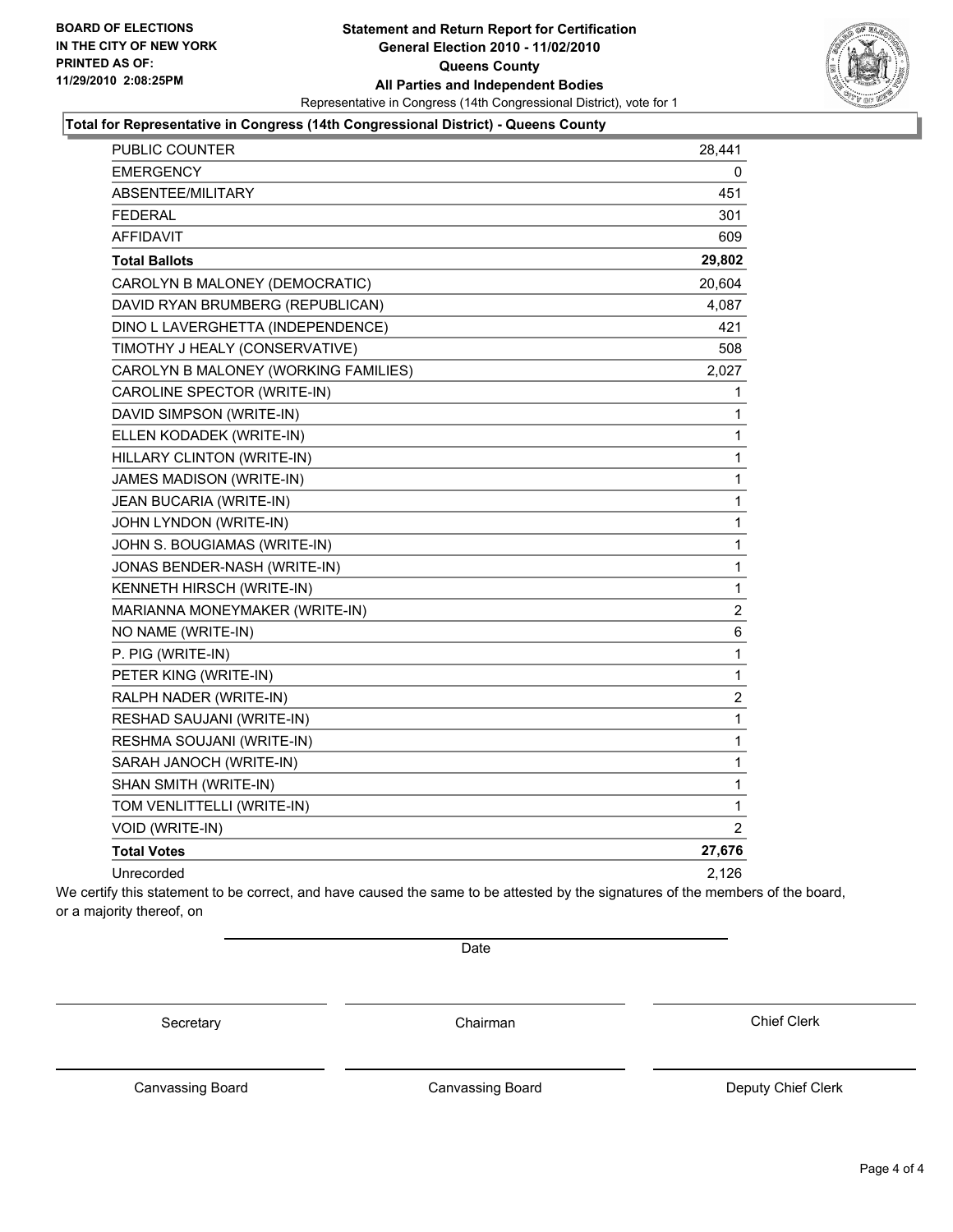**BOARD OF ELECTIONS IN THE CITY OF NEW YORK PRINTED AS OF: 11/29/2010 2:08:25PM**

**Statement and Return Report for Certification General Election 2010 - 11/02/2010 Queens County All Parties and Independent Bodies**

Representative in Congress (14th Congressional District), vote for 1

**Total for Representative in Congress (14th Congressional District) - Queens County**

| | |
|---|---|
| PUBLIC COUNTER | 28,441 |
| EMERGENCY | 0 |
| ABSENTEE/MILITARY | 451 |
| FEDERAL | 301 |
| AFFIDAVIT | 609 |
| **Total Ballots** | **29,802** |
| CAROLYN B MALONEY (DEMOCRATIC) | 20,604 |
| DAVID RYAN BRUMBERG (REPUBLICAN) | 4,087 |
| DINO L LAVERGHETTA (INDEPENDENCE) | 421 |
| TIMOTHY J HEALY (CONSERVATIVE) | 508 |
| CAROLYN B MALONEY (WORKING FAMILIES) | 2,027 |
| CAROLINE SPECTOR (WRITE-IN) | 1 |
| DAVID SIMPSON (WRITE-IN) | 1 |
| ELLEN KODADEK (WRITE-IN) | 1 |
| HILLARY CLINTON (WRITE-IN) | 1 |
| JAMES MADISON (WRITE-IN) | 1 |
| JEAN BUCARIA (WRITE-IN) | 1 |
| JOHN LYNDON (WRITE-IN) | 1 |
| JOHN S. BOUGIAMAS (WRITE-IN) | 1 |
| JONAS BENDER-NASH (WRITE-IN) | 1 |
| KENNETH HIRSCH (WRITE-IN) | 1 |
| MARIANNA MONEYMAKER (WRITE-IN) | 2 |
| NO NAME (WRITE-IN) | 6 |
| P. PIG (WRITE-IN) | 1 |
| PETER KING (WRITE-IN) | 1 |
| RALPH NADER (WRITE-IN) | 2 |
| RESHAD SAUJANI (WRITE-IN) | 1 |
| RESHMA SOUJANI (WRITE-IN) | 1 |
| SARAH JANOCH (WRITE-IN) | 1 |
| SHAN SMITH (WRITE-IN) | 1 |
| TOM VENLITTELLI (WRITE-IN) | 1 |
| VOID (WRITE-IN) | 2 |
| **Total Votes** | **27,676** |
| Unrecorded | 2,126 |

We certify this statement to be correct, and have caused the same to be attested by the signatures of the members of the board, or a majority thereof, on

Date

Secretary | Chairman | Chief Clerk

Canvassing Board | Canvassing Board | Deputy Chief Clerk